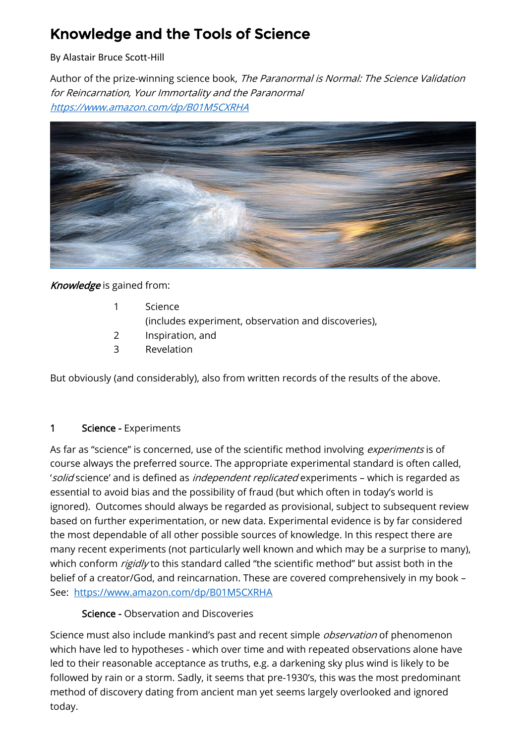# Knowledge and the Tools of Science

By Alastair Bruce Scott-Hill

Author of the prize-winning science book, *The Paranormal is Normal: The Science Validation for Reincarnation, Your Immortality and the Paranormal*
*https://www.amazon.com/dp/B01M5CXRHA*

***Knowledge*** is gained from:

1. Science
   (includes experiment, observation and discoveries),
2. Inspiration, and
3. Revelation

But obviously (and considerably), also from written records of the results of the above.

## 1 **Science -** Experiments

As far as "science" is concerned, use of the scientific method involving *experiments* is of course always the preferred source. The appropriate experimental standard is often called, '*solid* science' and is defined as *independent replicated* experiments – which is regarded as essential to avoid bias and the possibility of fraud (but which often in today's world is ignored). Outcomes should always be regarded as provisional, subject to subsequent review based on further experimentation, or new data. Experimental evidence is by far considered the most dependable of all other possible sources of knowledge. In this respect there are many recent experiments (not particularly well known and which may be a surprise to many), which conform *rigidly* to this standard called "the scientific method" but assist both in the belief of a creator/God, and reincarnation. These are covered comprehensively in my book – See: https://www.amazon.com/dp/B01M5CXRHA

### **Science -** Observation and Discoveries

Science must also include mankind's past and recent simple *observation* of phenomenon which have led to hypotheses - which over time and with repeated observations alone have led to their reasonable acceptance as truths, e.g. a darkening sky plus wind is likely to be followed by rain or a storm. Sadly, it seems that pre-1930's, this was the most predominant method of discovery dating from ancient man yet seems largely overlooked and ignored today.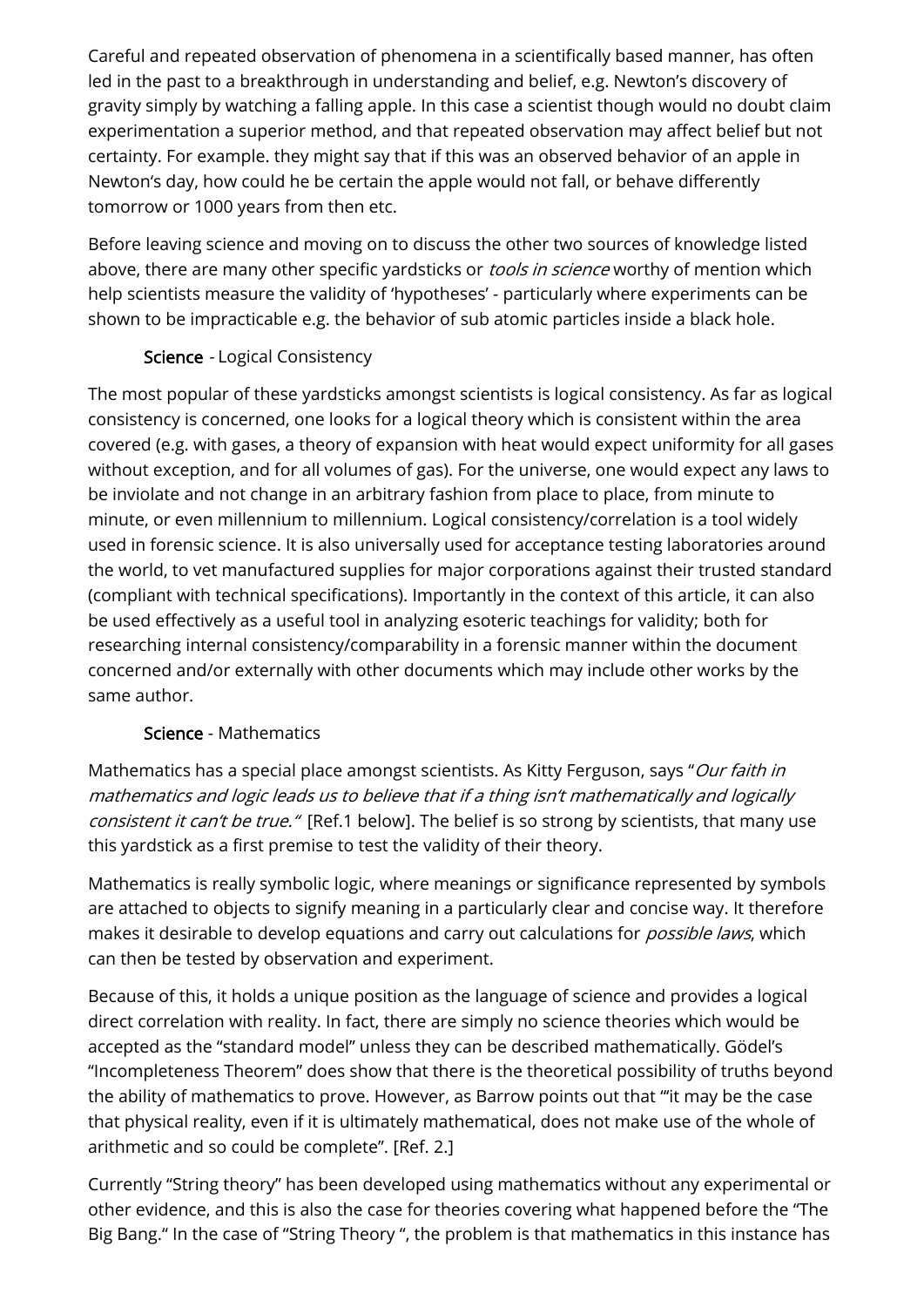Careful and repeated observation of phenomena in a scientifically based manner, has often led in the past to a breakthrough in understanding and belief, e.g. Newton's discovery of gravity simply by watching a falling apple. In this case a scientist though would no doubt claim experimentation a superior method, and that repeated observation may affect belief but not certainty. For example. they might say that if this was an observed behavior of an apple in Newton's day, how could he be certain the apple would not fall, or behave differently tomorrow or 1000 years from then etc.

Before leaving science and moving on to discuss the other two sources of knowledge listed above, there are many other specific yardsticks or *tools in science* worthy of mention which help scientists measure the validity of 'hypotheses' - particularly where experiments can be shown to be impracticable e.g. the behavior of sub atomic particles inside a black hole.

### Science - Logical Consistency

The most popular of these yardsticks amongst scientists is logical consistency. As far as logical consistency is concerned, one looks for a logical theory which is consistent within the area covered (e.g. with gases, a theory of expansion with heat would expect uniformity for all gases without exception, and for all volumes of gas). For the universe, one would expect any laws to be inviolate and not change in an arbitrary fashion from place to place, from minute to minute, or even millennium to millennium. Logical consistency/correlation is a tool widely used in forensic science. It is also universally used for acceptance testing laboratories around the world, to vet manufactured supplies for major corporations against their trusted standard (compliant with technical specifications). Importantly in the context of this article, it can also be used effectively as a useful tool in analyzing esoteric teachings for validity; both for researching internal consistency/comparability in a forensic manner within the document concerned and/or externally with other documents which may include other works by the same author.

### Science - Mathematics

Mathematics has a special place amongst scientists. As Kitty Ferguson, says "*Our faith in mathematics and logic leads us to believe that if a thing isn't mathematically and logically consistent it can't be true."* [Ref.1 below]. The belief is so strong by scientists, that many use this yardstick as a first premise to test the validity of their theory.

Mathematics is really symbolic logic, where meanings or significance represented by symbols are attached to objects to signify meaning in a particularly clear and concise way. It therefore makes it desirable to develop equations and carry out calculations for *possible laws*, which can then be tested by observation and experiment.

Because of this, it holds a unique position as the language of science and provides a logical direct correlation with reality. In fact, there are simply no science theories which would be accepted as the "standard model" unless they can be described mathematically. Gödel's "Incompleteness Theorem" does show that there is the theoretical possibility of truths beyond the ability of mathematics to prove. However, as Barrow points out that "'it may be the case that physical reality, even if it is ultimately mathematical, does not make use of the whole of arithmetic and so could be complete". [Ref. 2.]

Currently "String theory" has been developed using mathematics without any experimental or other evidence, and this is also the case for theories covering what happened before the "The Big Bang." In the case of "String Theory ", the problem is that mathematics in this instance has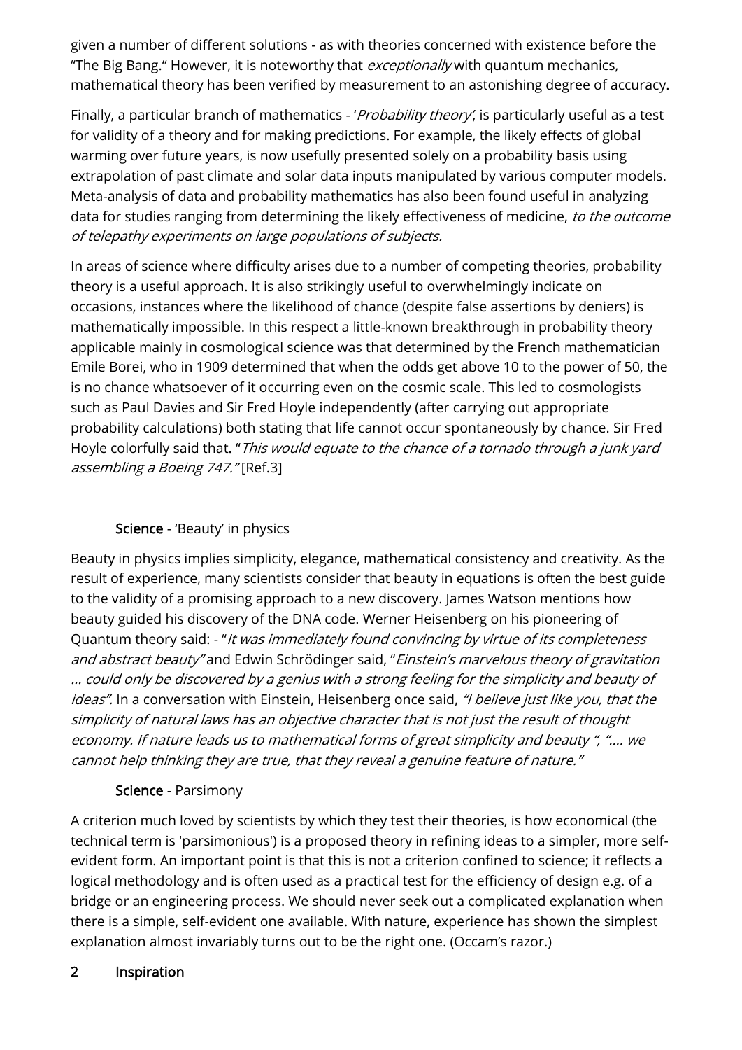given a number of different solutions - as with theories concerned with existence before the "The Big Bang." However, it is noteworthy that *exceptionally* with quantum mechanics, mathematical theory has been verified by measurement to an astonishing degree of accuracy.

Finally, a particular branch of mathematics - '*Probability theory*', is particularly useful as a test for validity of a theory and for making predictions. For example, the likely effects of global warming over future years, is now usefully presented solely on a probability basis using extrapolation of past climate and solar data inputs manipulated by various computer models. Meta-analysis of data and probability mathematics has also been found useful in analyzing data for studies ranging from determining the likely effectiveness of medicine, *to the outcome of telepathy experiments on large populations of subjects.*

In areas of science where difficulty arises due to a number of competing theories, probability theory is a useful approach. It is also strikingly useful to overwhelmingly indicate on occasions, instances where the likelihood of chance (despite false assertions by deniers) is mathematically impossible. In this respect a little-known breakthrough in probability theory applicable mainly in cosmological science was that determined by the French mathematician Emile Borei, who in 1909 determined that when the odds get above 10 to the power of 50, the is no chance whatsoever of it occurring even on the cosmic scale. This led to cosmologists such as Paul Davies and Sir Fred Hoyle independently (after carrying out appropriate probability calculations) both stating that life cannot occur spontaneously by chance. Sir Fred Hoyle colorfully said that. "*This would equate to the chance of a tornado through a junk yard assembling a Boeing 747."* [Ref.3]

### **Science** - 'Beauty' in physics

Beauty in physics implies simplicity, elegance, mathematical consistency and creativity. As the result of experience, many scientists consider that beauty in equations is often the best guide to the validity of a promising approach to a new discovery. James Watson mentions how beauty guided his discovery of the DNA code. Werner Heisenberg on his pioneering of Quantum theory said: - "*It was immediately found convincing by virtue of its completeness and abstract beauty"* and Edwin Schrödinger said, "*Einstein's marvelous theory of gravitation … could only be discovered by a genius with a strong feeling for the simplicity and beauty of ideas".* In a conversation with Einstein, Heisenberg once said, *"I believe just like you, that the simplicity of natural laws has an objective character that is not just the result of thought economy. If nature leads us to mathematical forms of great simplicity and beauty ", "…. we cannot help thinking they are true, that they reveal a genuine feature of nature."*

### **Science** - Parsimony

A criterion much loved by scientists by which they test their theories, is how economical (the technical term is 'parsimonious') is a proposed theory in refining ideas to a simpler, more self-evident form. An important point is that this is not a criterion confined to science; it reflects a logical methodology and is often used as a practical test for the efficiency of design e.g. of a bridge or an engineering process. We should never seek out a complicated explanation when there is a simple, self-evident one available. With nature, experience has shown the simplest explanation almost invariably turns out to be the right one. (Occam's razor.)

## **2 Inspiration**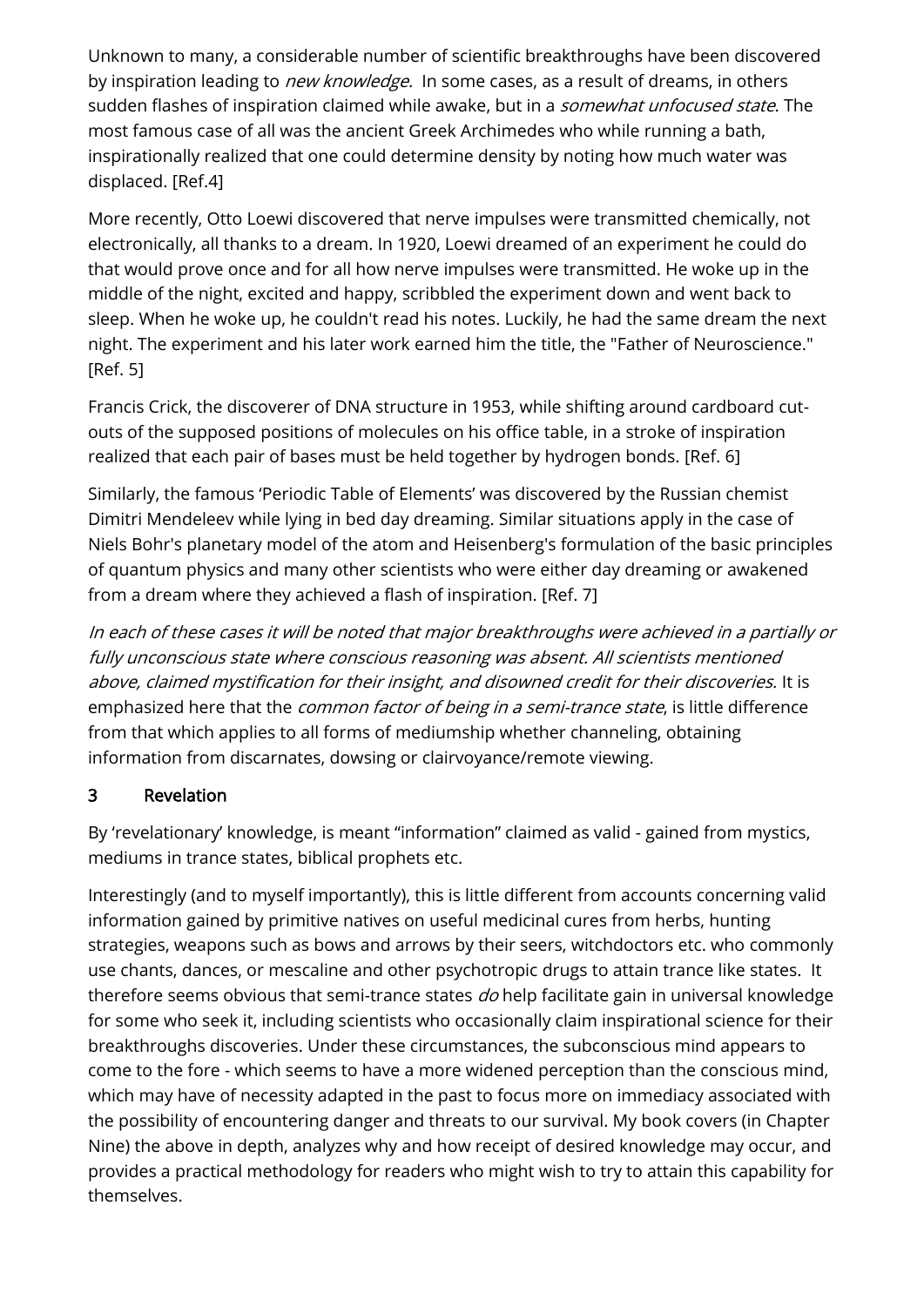Unknown to many, a considerable number of scientific breakthroughs have been discovered by inspiration leading to *new knowledge.* In some cases, as a result of dreams, in others sudden flashes of inspiration claimed while awake, but in a *somewhat unfocused state*. The most famous case of all was the ancient Greek Archimedes who while running a bath, inspirationally realized that one could determine density by noting how much water was displaced. [Ref.4]

More recently, Otto Loewi discovered that nerve impulses were transmitted chemically, not electronically, all thanks to a dream. In 1920, Loewi dreamed of an experiment he could do that would prove once and for all how nerve impulses were transmitted. He woke up in the middle of the night, excited and happy, scribbled the experiment down and went back to sleep. When he woke up, he couldn't read his notes. Luckily, he had the same dream the next night. The experiment and his later work earned him the title, the "Father of Neuroscience." [Ref. 5]

Francis Crick, the discoverer of DNA structure in 1953, while shifting around cardboard cut-outs of the supposed positions of molecules on his office table, in a stroke of inspiration realized that each pair of bases must be held together by hydrogen bonds. [Ref. 6]

Similarly, the famous 'Periodic Table of Elements' was discovered by the Russian chemist Dimitri Mendeleev while lying in bed day dreaming. Similar situations apply in the case of Niels Bohr's planetary model of the atom and Heisenberg's formulation of the basic principles of quantum physics and many other scientists who were either day dreaming or awakened from a dream where they achieved a flash of inspiration. [Ref. 7]

*In each of these cases it will be noted that major breakthroughs were achieved in a partially or fully unconscious state where conscious reasoning was absent. All scientists mentioned above, claimed mystification for their insight, and disowned credit for their discoveries.* It is emphasized here that the *common factor of being in a semi-trance state*, is little difference from that which applies to all forms of mediumship whether channeling, obtaining information from discarnates, dowsing or clairvoyance/remote viewing.

## 3 Revelation

By 'revelationary' knowledge, is meant "information" claimed as valid - gained from mystics, mediums in trance states, biblical prophets etc.

Interestingly (and to myself importantly), this is little different from accounts concerning valid information gained by primitive natives on useful medicinal cures from herbs, hunting strategies, weapons such as bows and arrows by their seers, witchdoctors etc. who commonly use chants, dances, or mescaline and other psychotropic drugs to attain trance like states. It therefore seems obvious that semi-trance states *do* help facilitate gain in universal knowledge for some who seek it, including scientists who occasionally claim inspirational science for their breakthroughs discoveries. Under these circumstances, the subconscious mind appears to come to the fore - which seems to have a more widened perception than the conscious mind, which may have of necessity adapted in the past to focus more on immediacy associated with the possibility of encountering danger and threats to our survival. My book covers (in Chapter Nine) the above in depth, analyzes why and how receipt of desired knowledge may occur, and provides a practical methodology for readers who might wish to try to attain this capability for themselves.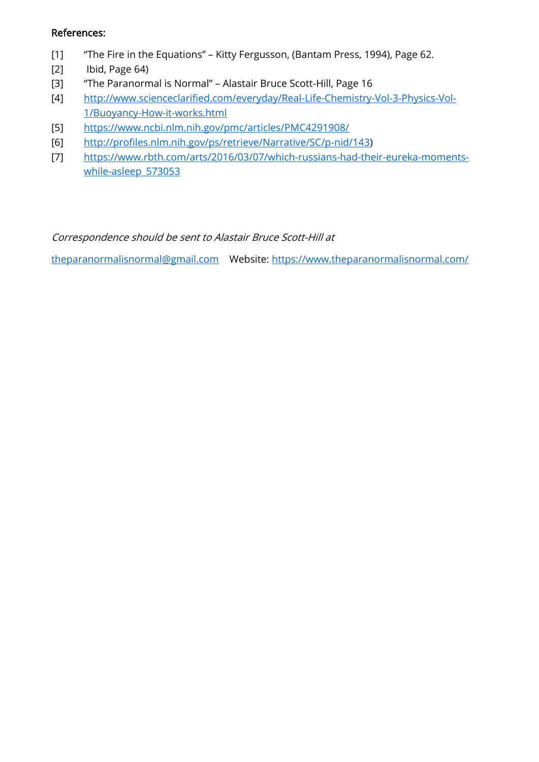**References:**

[1] "The Fire in the Equations" – Kitty Fergusson, (Bantam Press, 1994), Page 62.

[2] Ibid, Page 64)

[3] "The Paranormal is Normal" – Alastair Bruce Scott-Hill, Page 16

[4] http://www.scienceclarified.com/everyday/Real-Life-Chemistry-Vol-3-Physics-Vol-1/Buoyancy-How-it-works.html

[5] https://www.ncbi.nlm.nih.gov/pmc/articles/PMC4291908/

[6] http://profiles.nlm.nih.gov/ps/retrieve/Narrative/SC/p-nid/143)

[7] https://www.rbth.com/arts/2016/03/07/which-russians-had-their-eureka-moments-while-asleep_573053

*Correspondence should be sent to Alastair Bruce Scott-Hill at*

theparanormalisnormal@gmail.com    Website: https://www.theparanormalisnormal.com/